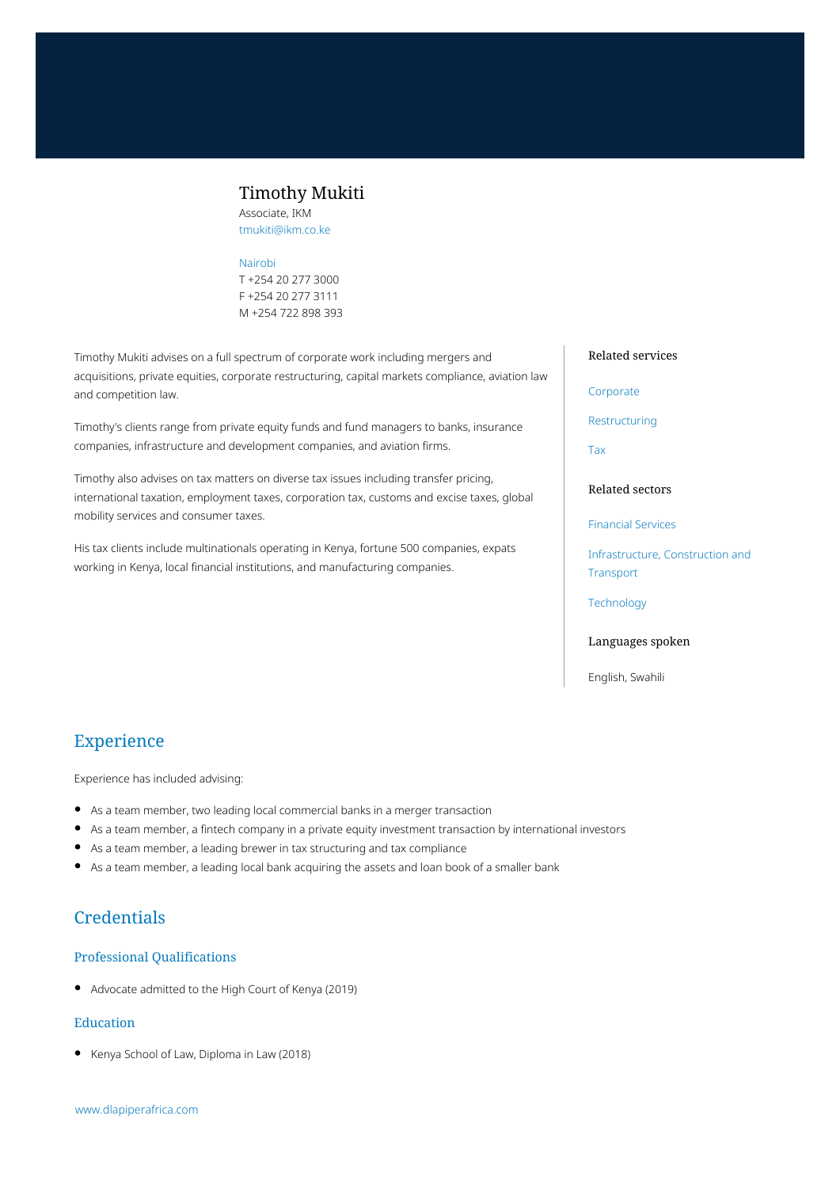# Timothy Mukiti

Associate, IKM
tmukiti@ikm.co.ke

Nairobi
T +254 20 277 3000
F +254 20 277 3111
M +254 722 898 393

Timothy Mukiti advises on a full spectrum of corporate work including mergers and acquisitions, private equities, corporate restructuring, capital markets compliance, aviation law and competition law.

Timothy's clients range from private equity funds and fund managers to banks, insurance companies, infrastructure and development companies, and aviation firms.

Timothy also advises on tax matters on diverse tax issues including transfer pricing, international taxation, employment taxes, corporation tax, customs and excise taxes, global mobility services and consumer taxes.

His tax clients include multinationals operating in Kenya, fortune 500 companies, expats working in Kenya, local financial institutions, and manufacturing companies.

### Related services

Corporate

Restructuring

Tax

### Related sectors

Financial Services

Infrastructure, Construction and Transport

Technology

### Languages spoken

English, Swahili

## Experience

Experience has included advising:

- As a team member, two leading local commercial banks in a merger transaction
- As a team member, a fintech company in a private equity investment transaction by international investors
- As a team member, a leading brewer in tax structuring and tax compliance
- As a team member, a leading local bank acquiring the assets and loan book of a smaller bank

## Credentials

### Professional Qualifications

- Advocate admitted to the High Court of Kenya (2019)

### Education

- Kenya School of Law, Diploma in Law (2018)

www.dlapiperafrica.com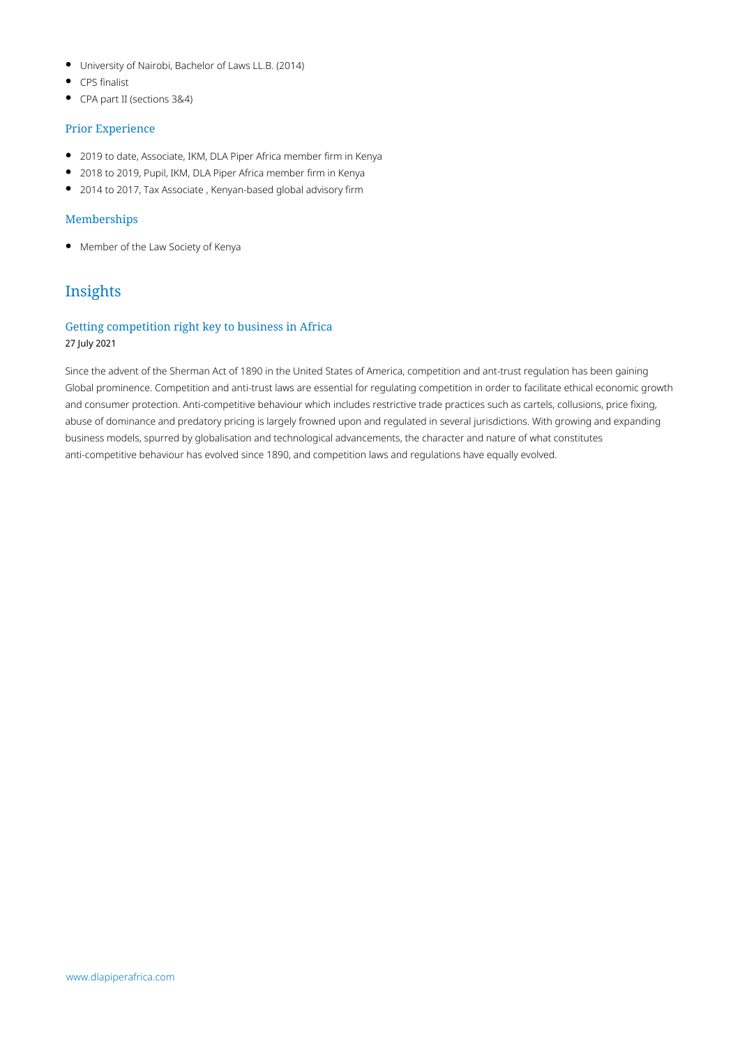- University of Nairobi, Bachelor of Laws LL.B. (2014)
- CPS finalist
- CPA part II (sections 3&4)

### Prior Experience

- 2019 to date, Associate, IKM, DLA Piper Africa member firm in Kenya
- 2018 to 2019, Pupil, IKM, DLA Piper Africa member firm in Kenya
- 2014 to 2017, Tax Associate , Kenyan-based global advisory firm

### Memberships

- Member of the Law Society of Kenya

## Insights

### Getting competition right key to business in Africa

27 July 2021

Since the advent of the Sherman Act of 1890 in the United States of America, competition and ant-trust regulation has been gaining Global prominence. Competition and anti-trust laws are essential for regulating competition in order to facilitate ethical economic growth and consumer protection. Anti-competitive behaviour which includes restrictive trade practices such as cartels, collusions, price fixing, abuse of dominance and predatory pricing is largely frowned upon and regulated in several jurisdictions. With growing and expanding business models, spurred by globalisation and technological advancements, the character and nature of what constitutes anti-competitive behaviour has evolved since 1890, and competition laws and regulations have equally evolved.